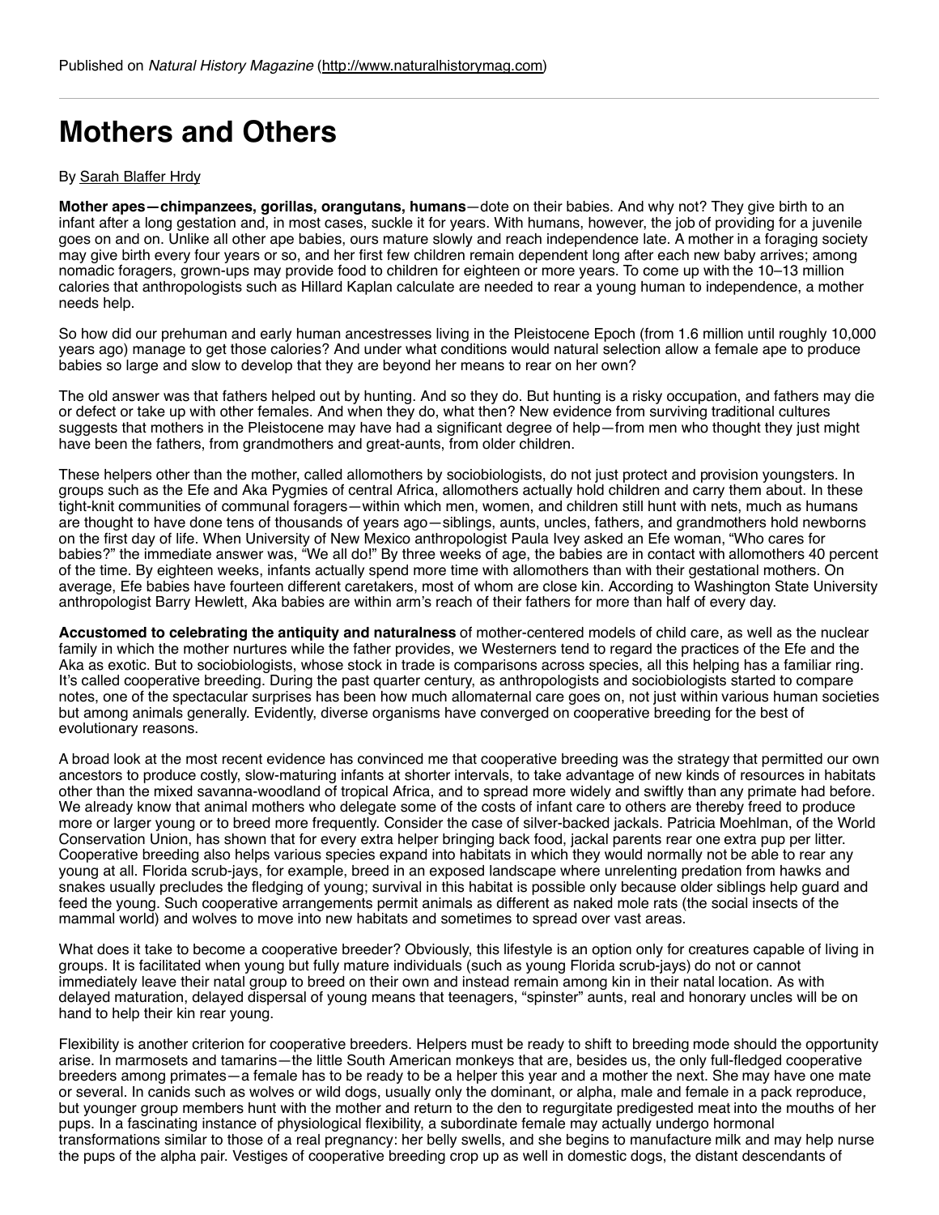Published on *Natural History Magazine* (http://www.naturalhistorymag.com)

# Mothers and Others

By Sarah Blaffer Hrdy

**Mother apes—chimpanzees, gorillas, orangutans, humans**—dote on their babies. And why not? They give birth to an infant after a long gestation and, in most cases, suckle it for years. With humans, however, the job of providing for a juvenile goes on and on. Unlike all other ape babies, ours mature slowly and reach independence late. A mother in a foraging society may give birth every four years or so, and her first few children remain dependent long after each new baby arrives; among nomadic foragers, grown-ups may provide food to children for eighteen or more years. To come up with the 10–13 million calories that anthropologists such as Hillard Kaplan calculate are needed to rear a young human to independence, a mother needs help.

So how did our prehuman and early human ancestresses living in the Pleistocene Epoch (from 1.6 million until roughly 10,000 years ago) manage to get those calories? And under what conditions would natural selection allow a female ape to produce babies so large and slow to develop that they are beyond her means to rear on her own?

The old answer was that fathers helped out by hunting. And so they do. But hunting is a risky occupation, and fathers may die or defect or take up with other females. And when they do, what then? New evidence from surviving traditional cultures suggests that mothers in the Pleistocene may have had a significant degree of help—from men who thought they just might have been the fathers, from grandmothers and great-aunts, from older children.

These helpers other than the mother, called allomothers by sociobiologists, do not just protect and provision youngsters. In groups such as the Efe and Aka Pygmies of central Africa, allomothers actually hold children and carry them about. In these tight-knit communities of communal foragers—within which men, women, and children still hunt with nets, much as humans are thought to have done tens of thousands of years ago—siblings, aunts, uncles, fathers, and grandmothers hold newborns on the first day of life. When University of New Mexico anthropologist Paula Ivey asked an Efe woman, "Who cares for babies?" the immediate answer was, "We all do!" By three weeks of age, the babies are in contact with allomothers 40 percent of the time. By eighteen weeks, infants actually spend more time with allomothers than with their gestational mothers. On average, Efe babies have fourteen different caretakers, most of whom are close kin. According to Washington State University anthropologist Barry Hewlett, Aka babies are within arm's reach of their fathers for more than half of every day.

**Accustomed to celebrating the antiquity and naturalness** of mother-centered models of child care, as well as the nuclear family in which the mother nurtures while the father provides, we Westerners tend to regard the practices of the Efe and the Aka as exotic. But to sociobiologists, whose stock in trade is comparisons across species, all this helping has a familiar ring. It's called cooperative breeding. During the past quarter century, as anthropologists and sociobiologists started to compare notes, one of the spectacular surprises has been how much allomaternal care goes on, not just within various human societies but among animals generally. Evidently, diverse organisms have converged on cooperative breeding for the best of evolutionary reasons.

A broad look at the most recent evidence has convinced me that cooperative breeding was the strategy that permitted our own ancestors to produce costly, slow-maturing infants at shorter intervals, to take advantage of new kinds of resources in habitats other than the mixed savanna-woodland of tropical Africa, and to spread more widely and swiftly than any primate had before. We already know that animal mothers who delegate some of the costs of infant care to others are thereby freed to produce more or larger young or to breed more frequently. Consider the case of silver-backed jackals. Patricia Moehlman, of the World Conservation Union, has shown that for every extra helper bringing back food, jackal parents rear one extra pup per litter. Cooperative breeding also helps various species expand into habitats in which they would normally not be able to rear any young at all. Florida scrub-jays, for example, breed in an exposed landscape where unrelenting predation from hawks and snakes usually precludes the fledging of young; survival in this habitat is possible only because older siblings help guard and feed the young. Such cooperative arrangements permit animals as different as naked mole rats (the social insects of the mammal world) and wolves to move into new habitats and sometimes to spread over vast areas.

What does it take to become a cooperative breeder? Obviously, this lifestyle is an option only for creatures capable of living in groups. It is facilitated when young but fully mature individuals (such as young Florida scrub-jays) do not or cannot immediately leave their natal group to breed on their own and instead remain among kin in their natal location. As with delayed maturation, delayed dispersal of young means that teenagers, "spinster" aunts, real and honorary uncles will be on hand to help their kin rear young.

Flexibility is another criterion for cooperative breeders. Helpers must be ready to shift to breeding mode should the opportunity arise. In marmosets and tamarins—the little South American monkeys that are, besides us, the only full-fledged cooperative breeders among primates—a female has to be ready to be a helper this year and a mother the next. She may have one mate or several. In canids such as wolves or wild dogs, usually only the dominant, or alpha, male and female in a pack reproduce, but younger group members hunt with the mother and return to the den to regurgitate predigested meat into the mouths of her pups. In a fascinating instance of physiological flexibility, a subordinate female may actually undergo hormonal transformations similar to those of a real pregnancy: her belly swells, and she begins to manufacture milk and may help nurse the pups of the alpha pair. Vestiges of cooperative breeding crop up as well in domestic dogs, the distant descendants of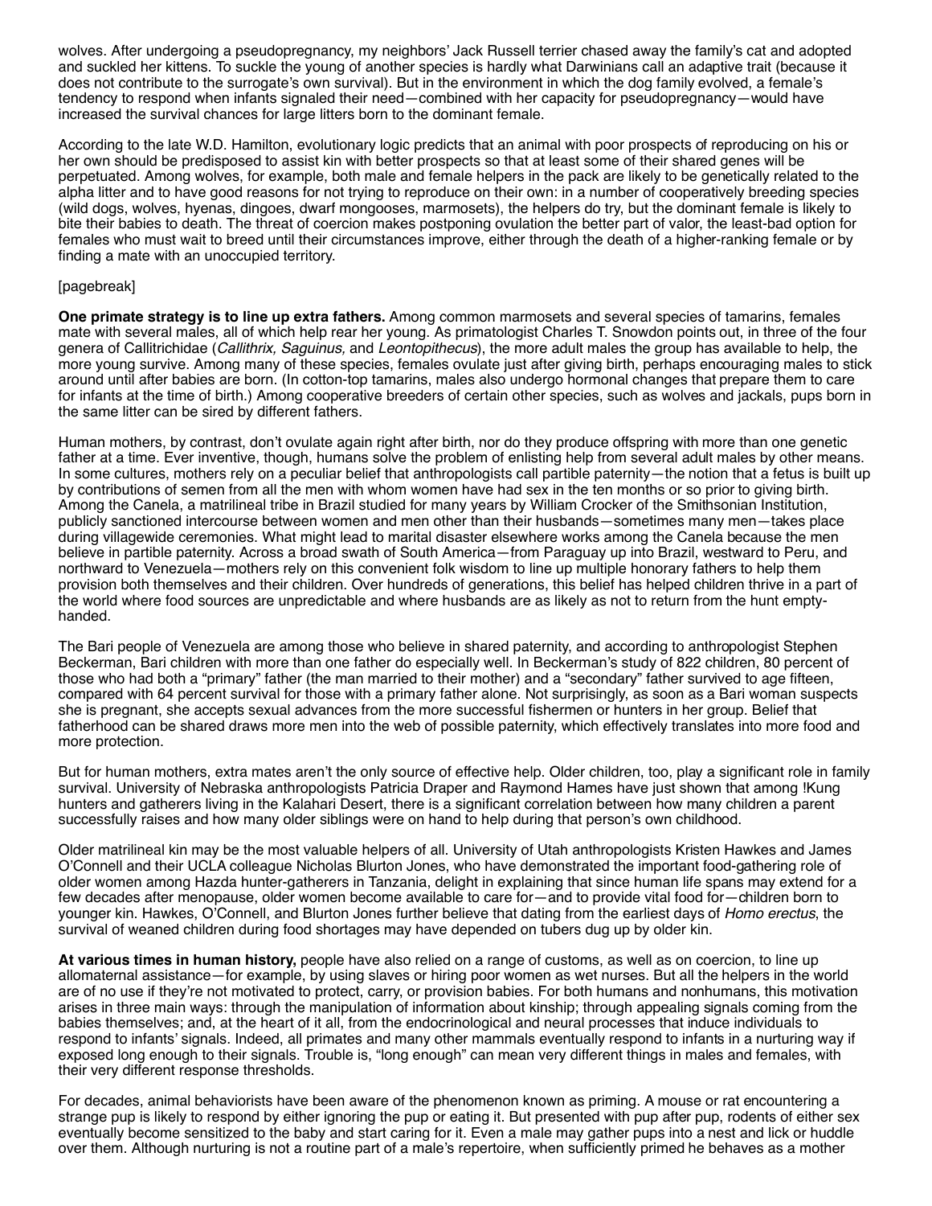wolves. After undergoing a pseudopregnancy, my neighbors' Jack Russell terrier chased away the family's cat and adopted and suckled her kittens. To suckle the young of another species is hardly what Darwinians call an adaptive trait (because it does not contribute to the surrogate's own survival). But in the environment in which the dog family evolved, a female's tendency to respond when infants signaled their need—combined with her capacity for pseudopregnancy—would have increased the survival chances for large litters born to the dominant female.

According to the late W.D. Hamilton, evolutionary logic predicts that an animal with poor prospects of reproducing on his or her own should be predisposed to assist kin with better prospects so that at least some of their shared genes will be perpetuated. Among wolves, for example, both male and female helpers in the pack are likely to be genetically related to the alpha litter and to have good reasons for not trying to reproduce on their own: in a number of cooperatively breeding species (wild dogs, wolves, hyenas, dingoes, dwarf mongooses, marmosets), the helpers do try, but the dominant female is likely to bite their babies to death. The threat of coercion makes postponing ovulation the better part of valor, the least-bad option for females who must wait to breed until their circumstances improve, either through the death of a higher-ranking female or by finding a mate with an unoccupied territory.

[pagebreak]

**One primate strategy is to line up extra fathers.** Among common marmosets and several species of tamarins, females mate with several males, all of which help rear her young. As primatologist Charles T. Snowdon points out, in three of the four genera of Callitrichidae (*Callithrix, Saguinus,* and *Leontopithecus*), the more adult males the group has available to help, the more young survive. Among many of these species, females ovulate just after giving birth, perhaps encouraging males to stick around until after babies are born. (In cotton-top tamarins, males also undergo hormonal changes that prepare them to care for infants at the time of birth.) Among cooperative breeders of certain other species, such as wolves and jackals, pups born in the same litter can be sired by different fathers.

Human mothers, by contrast, don't ovulate again right after birth, nor do they produce offspring with more than one genetic father at a time. Ever inventive, though, humans solve the problem of enlisting help from several adult males by other means. In some cultures, mothers rely on a peculiar belief that anthropologists call partible paternity—the notion that a fetus is built up by contributions of semen from all the men with whom women have had sex in the ten months or so prior to giving birth. Among the Canela, a matrilineal tribe in Brazil studied for many years by William Crocker of the Smithsonian Institution, publicly sanctioned intercourse between women and men other than their husbands—sometimes many men—takes place during villagewide ceremonies. What might lead to marital disaster elsewhere works among the Canela because the men believe in partible paternity. Across a broad swath of South America—from Paraguay up into Brazil, westward to Peru, and northward to Venezuela—mothers rely on this convenient folk wisdom to line up multiple honorary fathers to help them provision both themselves and their children. Over hundreds of generations, this belief has helped children thrive in a part of the world where food sources are unpredictable and where husbands are as likely as not to return from the hunt empty-handed.

The Bari people of Venezuela are among those who believe in shared paternity, and according to anthropologist Stephen Beckerman, Bari children with more than one father do especially well. In Beckerman's study of 822 children, 80 percent of those who had both a "primary" father (the man married to their mother) and a "secondary" father survived to age fifteen, compared with 64 percent survival for those with a primary father alone. Not surprisingly, as soon as a Bari woman suspects she is pregnant, she accepts sexual advances from the more successful fishermen or hunters in her group. Belief that fatherhood can be shared draws more men into the web of possible paternity, which effectively translates into more food and more protection.

But for human mothers, extra mates aren't the only source of effective help. Older children, too, play a significant role in family survival. University of Nebraska anthropologists Patricia Draper and Raymond Hames have just shown that among !Kung hunters and gatherers living in the Kalahari Desert, there is a significant correlation between how many children a parent successfully raises and how many older siblings were on hand to help during that person's own childhood.

Older matrilineal kin may be the most valuable helpers of all. University of Utah anthropologists Kristen Hawkes and James O'Connell and their UCLA colleague Nicholas Blurton Jones, who have demonstrated the important food-gathering role of older women among Hazda hunter-gatherers in Tanzania, delight in explaining that since human life spans may extend for a few decades after menopause, older women become available to care for—and to provide vital food for—children born to younger kin. Hawkes, O'Connell, and Blurton Jones further believe that dating from the earliest days of *Homo erectus*, the survival of weaned children during food shortages may have depended on tubers dug up by older kin.

**At various times in human history,** people have also relied on a range of customs, as well as on coercion, to line up allomaternal assistance—for example, by using slaves or hiring poor women as wet nurses. But all the helpers in the world are of no use if they're not motivated to protect, carry, or provision babies. For both humans and nonhumans, this motivation arises in three main ways: through the manipulation of information about kinship; through appealing signals coming from the babies themselves; and, at the heart of it all, from the endocrinological and neural processes that induce individuals to respond to infants' signals. Indeed, all primates and many other mammals eventually respond to infants in a nurturing way if exposed long enough to their signals. Trouble is, "long enough" can mean very different things in males and females, with their very different response thresholds.

For decades, animal behaviorists have been aware of the phenomenon known as priming. A mouse or rat encountering a strange pup is likely to respond by either ignoring the pup or eating it. But presented with pup after pup, rodents of either sex eventually become sensitized to the baby and start caring for it. Even a male may gather pups into a nest and lick or huddle over them. Although nurturing is not a routine part of a male's repertoire, when sufficiently primed he behaves as a mother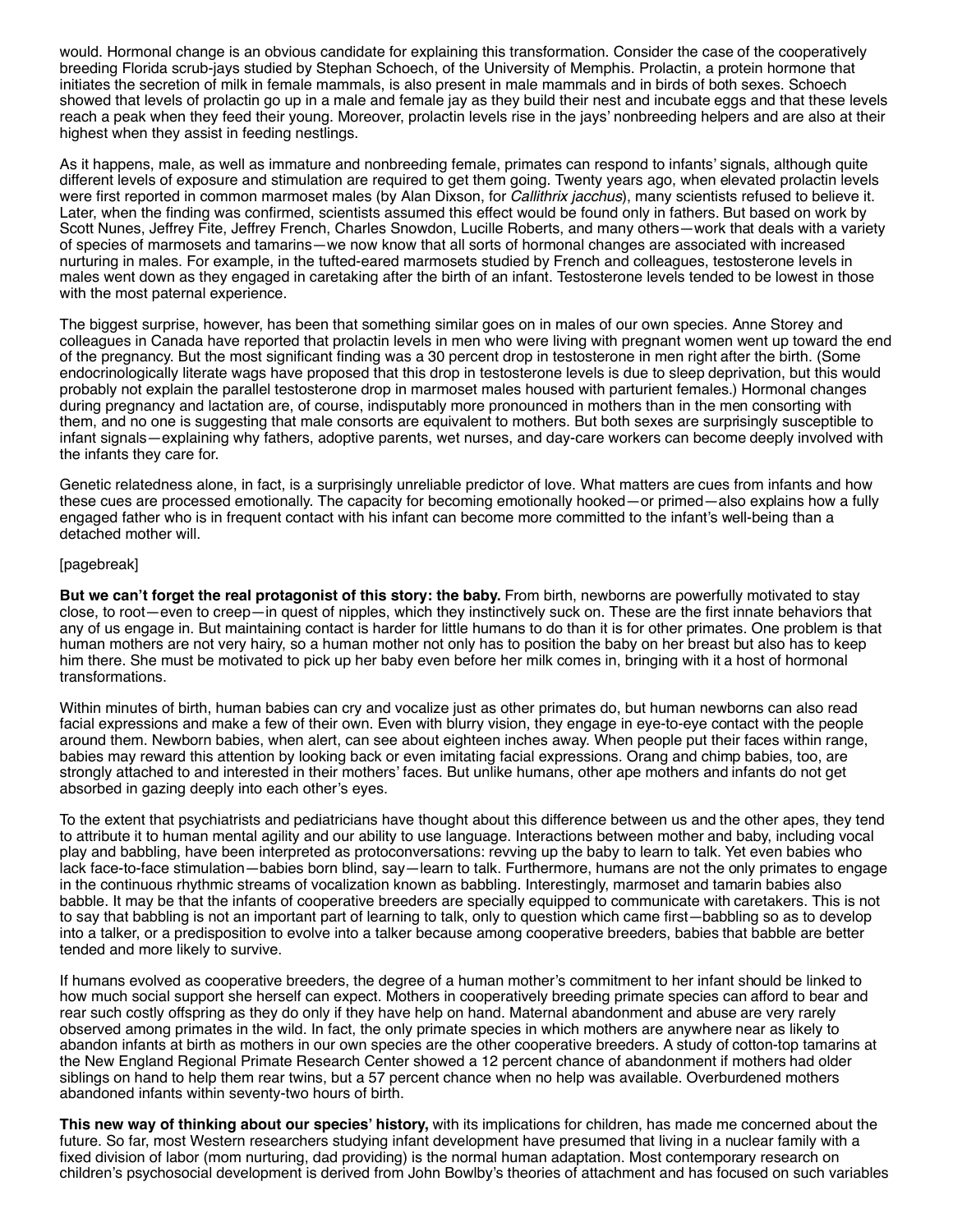would. Hormonal change is an obvious candidate for explaining this transformation. Consider the case of the cooperatively breeding Florida scrub-jays studied by Stephan Schoech, of the University of Memphis. Prolactin, a protein hormone that initiates the secretion of milk in female mammals, is also present in male mammals and in birds of both sexes. Schoech showed that levels of prolactin go up in a male and female jay as they build their nest and incubate eggs and that these levels reach a peak when they feed their young. Moreover, prolactin levels rise in the jays' nonbreeding helpers and are also at their highest when they assist in feeding nestlings.

As it happens, male, as well as immature and nonbreeding female, primates can respond to infants' signals, although quite different levels of exposure and stimulation are required to get them going. Twenty years ago, when elevated prolactin levels were first reported in common marmoset males (by Alan Dixson, for *Callithrix jacchus*), many scientists refused to believe it. Later, when the finding was confirmed, scientists assumed this effect would be found only in fathers. But based on work by Scott Nunes, Jeffrey Fite, Jeffrey French, Charles Snowdon, Lucille Roberts, and many others—work that deals with a variety of species of marmosets and tamarins—we now know that all sorts of hormonal changes are associated with increased nurturing in males. For example, in the tufted-eared marmosets studied by French and colleagues, testosterone levels in males went down as they engaged in caretaking after the birth of an infant. Testosterone levels tended to be lowest in those with the most paternal experience.

The biggest surprise, however, has been that something similar goes on in males of our own species. Anne Storey and colleagues in Canada have reported that prolactin levels in men who were living with pregnant women went up toward the end of the pregnancy. But the most significant finding was a 30 percent drop in testosterone in men right after the birth. (Some endocrinologically literate wags have proposed that this drop in testosterone levels is due to sleep deprivation, but this would probably not explain the parallel testosterone drop in marmoset males housed with parturient females.) Hormonal changes during pregnancy and lactation are, of course, indisputably more pronounced in mothers than in the men consorting with them, and no one is suggesting that male consorts are equivalent to mothers. But both sexes are surprisingly susceptible to infant signals—explaining why fathers, adoptive parents, wet nurses, and day-care workers can become deeply involved with the infants they care for.

Genetic relatedness alone, in fact, is a surprisingly unreliable predictor of love. What matters are cues from infants and how these cues are processed emotionally. The capacity for becoming emotionally hooked—or primed—also explains how a fully engaged father who is in frequent contact with his infant can become more committed to the infant's well-being than a detached mother will.

[pagebreak]

**But we can't forget the real protagonist of this story: the baby.** From birth, newborns are powerfully motivated to stay close, to root—even to creep—in quest of nipples, which they instinctively suck on. These are the first innate behaviors that any of us engage in. But maintaining contact is harder for little humans to do than it is for other primates. One problem is that human mothers are not very hairy, so a human mother not only has to position the baby on her breast but also has to keep him there. She must be motivated to pick up her baby even before her milk comes in, bringing with it a host of hormonal transformations.

Within minutes of birth, human babies can cry and vocalize just as other primates do, but human newborns can also read facial expressions and make a few of their own. Even with blurry vision, they engage in eye-to-eye contact with the people around them. Newborn babies, when alert, can see about eighteen inches away. When people put their faces within range, babies may reward this attention by looking back or even imitating facial expressions. Orang and chimp babies, too, are strongly attached to and interested in their mothers' faces. But unlike humans, other ape mothers and infants do not get absorbed in gazing deeply into each other's eyes.

To the extent that psychiatrists and pediatricians have thought about this difference between us and the other apes, they tend to attribute it to human mental agility and our ability to use language. Interactions between mother and baby, including vocal play and babbling, have been interpreted as protoconversations: revving up the baby to learn to talk. Yet even babies who lack face-to-face stimulation—babies born blind, say—learn to talk. Furthermore, humans are not the only primates to engage in the continuous rhythmic streams of vocalization known as babbling. Interestingly, marmoset and tamarin babies also babble. It may be that the infants of cooperative breeders are specially equipped to communicate with caretakers. This is not to say that babbling is not an important part of learning to talk, only to question which came first—babbling so as to develop into a talker, or a predisposition to evolve into a talker because among cooperative breeders, babies that babble are better tended and more likely to survive.

If humans evolved as cooperative breeders, the degree of a human mother's commitment to her infant should be linked to how much social support she herself can expect. Mothers in cooperatively breeding primate species can afford to bear and rear such costly offspring as they do only if they have help on hand. Maternal abandonment and abuse are very rarely observed among primates in the wild. In fact, the only primate species in which mothers are anywhere near as likely to abandon infants at birth as mothers in our own species are the other cooperative breeders. A study of cotton-top tamarins at the New England Regional Primate Research Center showed a 12 percent chance of abandonment if mothers had older siblings on hand to help them rear twins, but a 57 percent chance when no help was available. Overburdened mothers abandoned infants within seventy-two hours of birth.

**This new way of thinking about our species' history,** with its implications for children, has made me concerned about the future. So far, most Western researchers studying infant development have presumed that living in a nuclear family with a fixed division of labor (mom nurturing, dad providing) is the normal human adaptation. Most contemporary research on children's psychosocial development is derived from John Bowlby's theories of attachment and has focused on such variables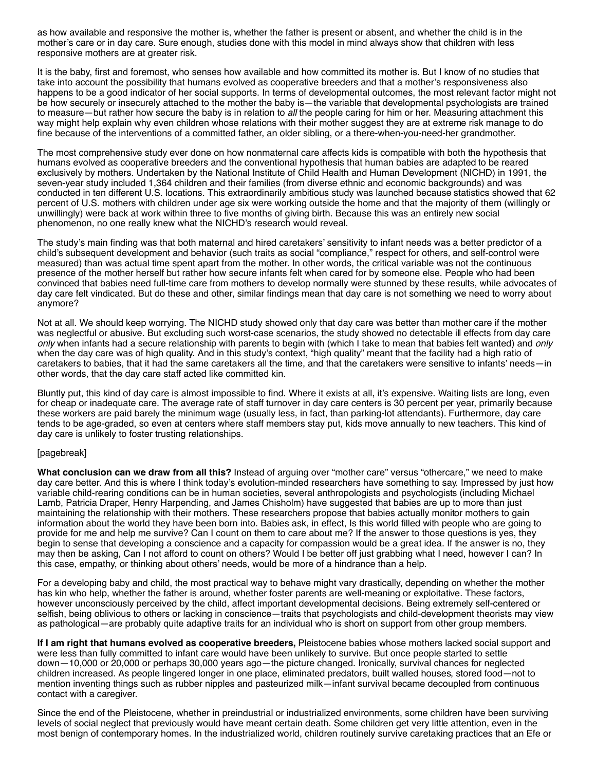as how available and responsive the mother is, whether the father is present or absent, and whether the child is in the mother's care or in day care. Sure enough, studies done with this model in mind always show that children with less responsive mothers are at greater risk.

It is the baby, first and foremost, who senses how available and how committed its mother is. But I know of no studies that take into account the possibility that humans evolved as cooperative breeders and that a mother's responsiveness also happens to be a good indicator of her social supports. In terms of developmental outcomes, the most relevant factor might not be how securely or insecurely attached to the mother the baby is—the variable that developmental psychologists are trained to measure—but rather how secure the baby is in relation to *all* the people caring for him or her. Measuring attachment this way might help explain why even children whose relations with their mother suggest they are at extreme risk manage to do fine because of the interventions of a committed father, an older sibling, or a there-when-you-need-her grandmother.

The most comprehensive study ever done on how nonmaternal care affects kids is compatible with both the hypothesis that humans evolved as cooperative breeders and the conventional hypothesis that human babies are adapted to be reared exclusively by mothers. Undertaken by the National Institute of Child Health and Human Development (NICHD) in 1991, the seven-year study included 1,364 children and their families (from diverse ethnic and economic backgrounds) and was conducted in ten different U.S. locations. This extraordinarily ambitious study was launched because statistics showed that 62 percent of U.S. mothers with children under age six were working outside the home and that the majority of them (willingly or unwillingly) were back at work within three to five months of giving birth. Because this was an entirely new social phenomenon, no one really knew what the NICHD's research would reveal.

The study's main finding was that both maternal and hired caretakers' sensitivity to infant needs was a better predictor of a child's subsequent development and behavior (such traits as social "compliance," respect for others, and self-control were measured) than was actual time spent apart from the mother. In other words, the critical variable was not the continuous presence of the mother herself but rather how secure infants felt when cared for by someone else. People who had been convinced that babies need full-time care from mothers to develop normally were stunned by these results, while advocates of day care felt vindicated. But do these and other, similar findings mean that day care is not something we need to worry about anymore?

Not at all. We should keep worrying. The NICHD study showed only that day care was better than mother care if the mother was neglectful or abusive. But excluding such worst-case scenarios, the study showed no detectable ill effects from day care *only* when infants had a secure relationship with parents to begin with (which I take to mean that babies felt wanted) and *only* when the day care was of high quality. And in this study's context, "high quality" meant that the facility had a high ratio of caretakers to babies, that it had the same caretakers all the time, and that the caretakers were sensitive to infants' needs—in other words, that the day care staff acted like committed kin.

Bluntly put, this kind of day care is almost impossible to find. Where it exists at all, it's expensive. Waiting lists are long, even for cheap or inadequate care. The average rate of staff turnover in day care centers is 30 percent per year, primarily because these workers are paid barely the minimum wage (usually less, in fact, than parking-lot attendants). Furthermore, day care tends to be age-graded, so even at centers where staff members stay put, kids move annually to new teachers. This kind of day care is unlikely to foster trusting relationships.

[pagebreak]

**What conclusion can we draw from all this?** Instead of arguing over "mother care" versus "othercare," we need to make day care better. And this is where I think today's evolution-minded researchers have something to say. Impressed by just how variable child-rearing conditions can be in human societies, several anthropologists and psychologists (including Michael Lamb, Patricia Draper, Henry Harpending, and James Chisholm) have suggested that babies are up to more than just maintaining the relationship with their mothers. These researchers propose that babies actually monitor mothers to gain information about the world they have been born into. Babies ask, in effect, Is this world filled with people who are going to provide for me and help me survive? Can I count on them to care about me? If the answer to those questions is yes, they begin to sense that developing a conscience and a capacity for compassion would be a great idea. If the answer is no, they may then be asking, Can I not afford to count on others? Would I be better off just grabbing what I need, however I can? In this case, empathy, or thinking about others' needs, would be more of a hindrance than a help.

For a developing baby and child, the most practical way to behave might vary drastically, depending on whether the mother has kin who help, whether the father is around, whether foster parents are well-meaning or exploitative. These factors, however unconsciously perceived by the child, affect important developmental decisions. Being extremely self-centered or selfish, being oblivious to others or lacking in conscience—traits that psychologists and child-development theorists may view as pathological—are probably quite adaptive traits for an individual who is short on support from other group members.

**If I am right that humans evolved as cooperative breeders,** Pleistocene babies whose mothers lacked social support and were less than fully committed to infant care would have been unlikely to survive. But once people started to settle down—10,000 or 20,000 or perhaps 30,000 years ago—the picture changed. Ironically, survival chances for neglected children increased. As people lingered longer in one place, eliminated predators, built walled houses, stored food—not to mention inventing things such as rubber nipples and pasteurized milk—infant survival became decoupled from continuous contact with a caregiver.

Since the end of the Pleistocene, whether in preindustrial or industrialized environments, some children have been surviving levels of social neglect that previously would have meant certain death. Some children get very little attention, even in the most benign of contemporary homes. In the industrialized world, children routinely survive caretaking practices that an Efe or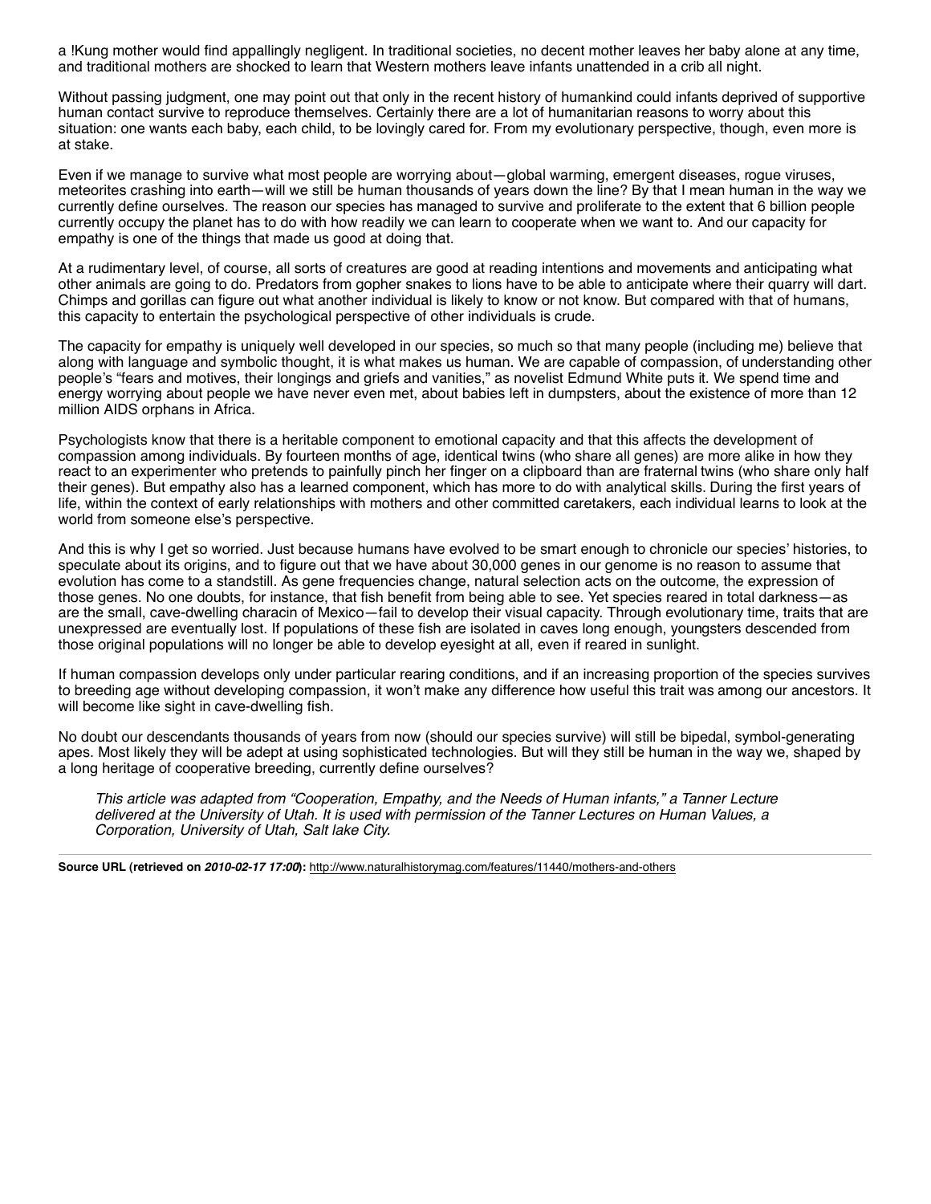a !Kung mother would find appallingly negligent. In traditional societies, no decent mother leaves her baby alone at any time, and traditional mothers are shocked to learn that Western mothers leave infants unattended in a crib all night.

Without passing judgment, one may point out that only in the recent history of humankind could infants deprived of supportive human contact survive to reproduce themselves. Certainly there are a lot of humanitarian reasons to worry about this situation: one wants each baby, each child, to be lovingly cared for. From my evolutionary perspective, though, even more is at stake.

Even if we manage to survive what most people are worrying about—global warming, emergent diseases, rogue viruses, meteorites crashing into earth—will we still be human thousands of years down the line? By that I mean human in the way we currently define ourselves. The reason our species has managed to survive and proliferate to the extent that 6 billion people currently occupy the planet has to do with how readily we can learn to cooperate when we want to. And our capacity for empathy is one of the things that made us good at doing that.

At a rudimentary level, of course, all sorts of creatures are good at reading intentions and movements and anticipating what other animals are going to do. Predators from gopher snakes to lions have to be able to anticipate where their quarry will dart. Chimps and gorillas can figure out what another individual is likely to know or not know. But compared with that of humans, this capacity to entertain the psychological perspective of other individuals is crude.

The capacity for empathy is uniquely well developed in our species, so much so that many people (including me) believe that along with language and symbolic thought, it is what makes us human. We are capable of compassion, of understanding other people's "fears and motives, their longings and griefs and vanities," as novelist Edmund White puts it. We spend time and energy worrying about people we have never even met, about babies left in dumpsters, about the existence of more than 12 million AIDS orphans in Africa.

Psychologists know that there is a heritable component to emotional capacity and that this affects the development of compassion among individuals. By fourteen months of age, identical twins (who share all genes) are more alike in how they react to an experimenter who pretends to painfully pinch her finger on a clipboard than are fraternal twins (who share only half their genes). But empathy also has a learned component, which has more to do with analytical skills. During the first years of life, within the context of early relationships with mothers and other committed caretakers, each individual learns to look at the world from someone else's perspective.

And this is why I get so worried. Just because humans have evolved to be smart enough to chronicle our species' histories, to speculate about its origins, and to figure out that we have about 30,000 genes in our genome is no reason to assume that evolution has come to a standstill. As gene frequencies change, natural selection acts on the outcome, the expression of those genes. No one doubts, for instance, that fish benefit from being able to see. Yet species reared in total darkness—as are the small, cave-dwelling characin of Mexico—fail to develop their visual capacity. Through evolutionary time, traits that are unexpressed are eventually lost. If populations of these fish are isolated in caves long enough, youngsters descended from those original populations will no longer be able to develop eyesight at all, even if reared in sunlight.

If human compassion develops only under particular rearing conditions, and if an increasing proportion of the species survives to breeding age without developing compassion, it won't make any difference how useful this trait was among our ancestors. It will become like sight in cave-dwelling fish.

No doubt our descendants thousands of years from now (should our species survive) will still be bipedal, symbol-generating apes. Most likely they will be adept at using sophisticated technologies. But will they still be human in the way we, shaped by a long heritage of cooperative breeding, currently define ourselves?

> *This article was adapted from "Cooperation, Empathy, and the Needs of Human infants," a Tanner Lecture delivered at the University of Utah. It is used with permission of the Tanner Lectures on Human Values, a Corporation, University of Utah, Salt lake City.*

---

**Source URL (retrieved on *2010-02-17 17:00*):** http://www.naturalhistorymag.com/features/11440/mothers-and-others